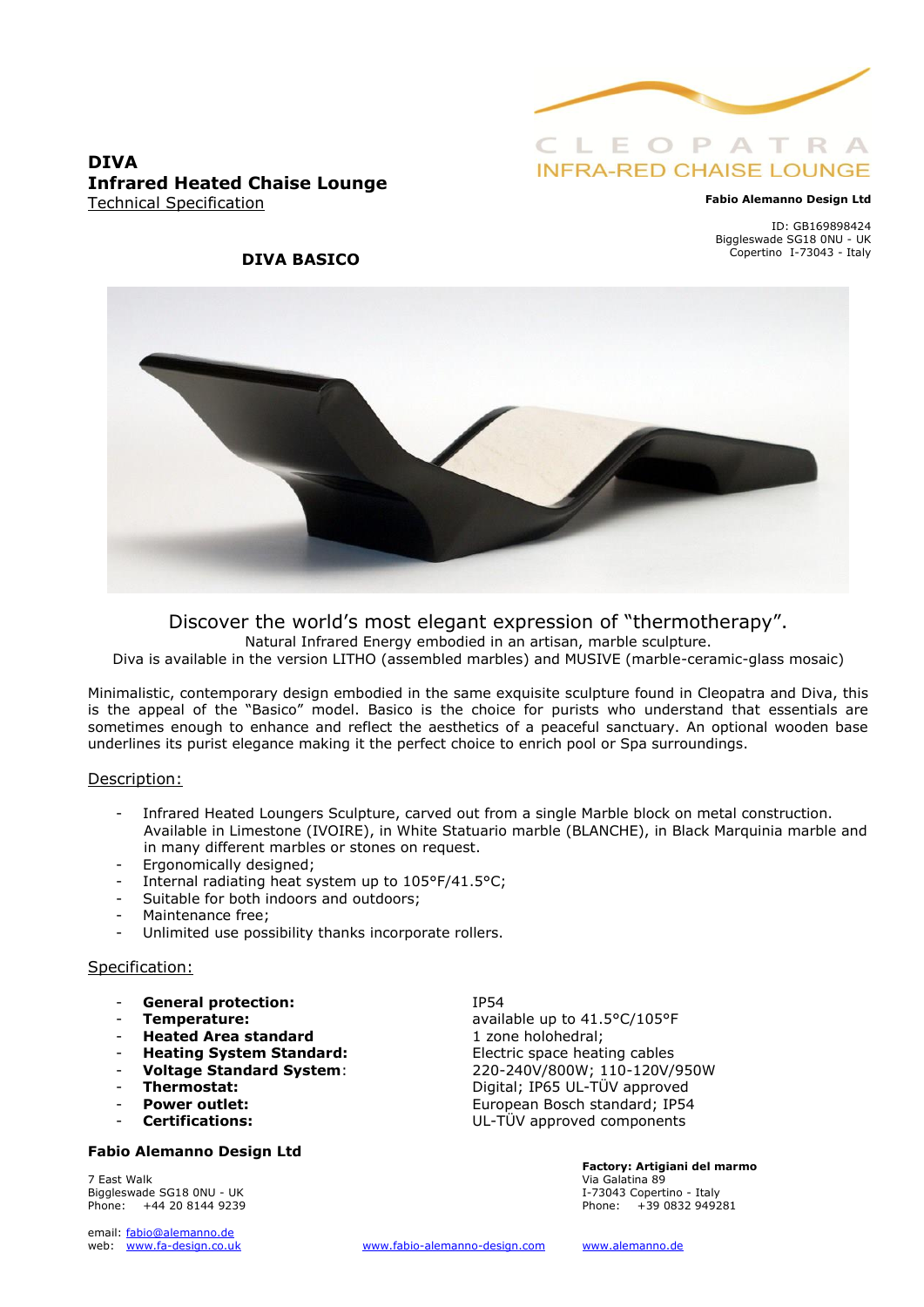# DIVA

## Infrared Heated Chaise Lounge

Technical Specification

CLEOPATRA
INFRA-RED CHAISE LOUNGE

**Fabio Alemanno Design Ltd**

ID: GB169898424
Biggleswade SG18 0NU - UK
Copertino I-73043 - Italy

### DIVA BASICO

Discover the world's most elegant expression of "thermotherapy".
Natural Infrared Energy embodied in an artisan, marble sculpture.
Diva is available in the version LITHO (assembled marbles) and MUSIVE (marble-ceramic-glass mosaic)

Minimalistic, contemporary design embodied in the same exquisite sculpture found in Cleopatra and Diva, this is the appeal of the "Basico" model. Basico is the choice for purists who understand that essentials are sometimes enough to enhance and reflect the aesthetics of a peaceful sanctuary. An optional wooden base underlines its purist elegance making it the perfect choice to enrich pool or Spa surroundings.

Description:

- Infrared Heated Loungers Sculpture, carved out from a single Marble block on metal construction. Available in Limestone (IVOIRE), in White Statuario marble (BLANCHE), in Black Marquinia marble and in many different marbles or stones on request.
- Ergonomically designed;
- Internal radiating heat system up to 105°F/41.5°C;
- Suitable for both indoors and outdoors;
- Maintenance free;
- Unlimited use possibility thanks incorporate rollers.

Specification:

- **General protection:** IP54
- **Temperature:** available up to 41.5°C/105°F
- **Heated Area standard** 1 zone holohedral;
- **Heating System Standard:** Electric space heating cables
- **Voltage Standard System**: 220-240V/800W; 110-120V/950W
- **Thermostat:** Digital; IP65 UL-TÜV approved
- **Power outlet:** European Bosch standard; IP54
- **Certifications:** UL-TÜV approved components

**Fabio Alemanno Design Ltd**

7 East Walk
Biggleswade SG18 0NU - UK
Phone: +44 20 8144 9239

email: fabio@alemanno.de
web: www.fa-design.co.uk

**Factory: Artigiani del marmo**
Via Galatina 89
I-73043 Copertino - Italy
Phone: +39 0832 949281

www.fabio-alemanno-design.com www.alemanno.de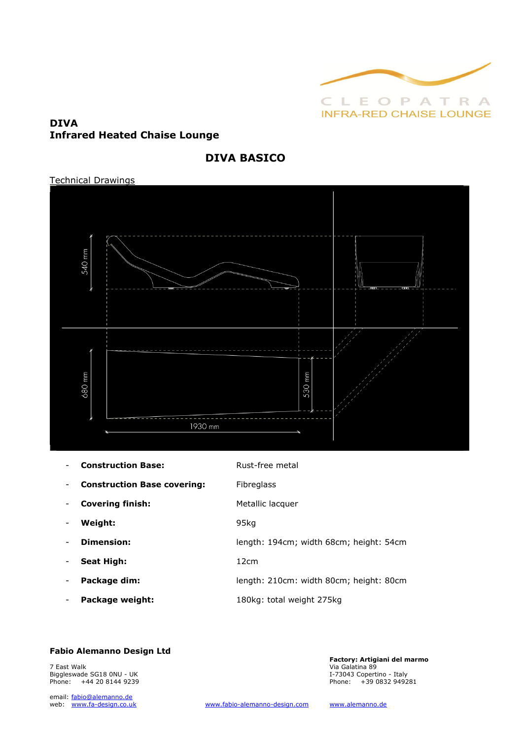CLEOPATRA
INFRA-RED CHAISE LOUNGE

## DIVA
## Infrared Heated Chaise Lounge

### DIVA BASICO

Technical Drawings

540 mm

680 mm

530 mm

1930 mm

| | | |
|---|---|---|
| - | **Construction Base:** | Rust-free metal |
| - | **Construction Base covering:** | Fibreglass |
| - | **Covering finish:** | Metallic lacquer |
| - | **Weight:** | 95kg |
| - | **Dimension:** | length: 194cm; width 68cm; height: 54cm |
| - | **Seat High:** | 12cm |
| - | **Package dim:** | length: 210cm: width 80cm; height: 80cm |
| - | **Package weight:** | 180kg: total weight 275kg |

**Fabio Alemanno Design Ltd**

7 East Walk
Biggleswade SG18 0NU - UK
Phone: +44 20 8144 9239

email: fabio@alemanno.de
web: www.fa-design.co.uk

www.fabio-alemanno-design.com

**Factory: Artigiani del marmo**
Via Galatina 89
I-73043 Copertino - Italy
Phone: +39 0832 949281

www.alemanno.de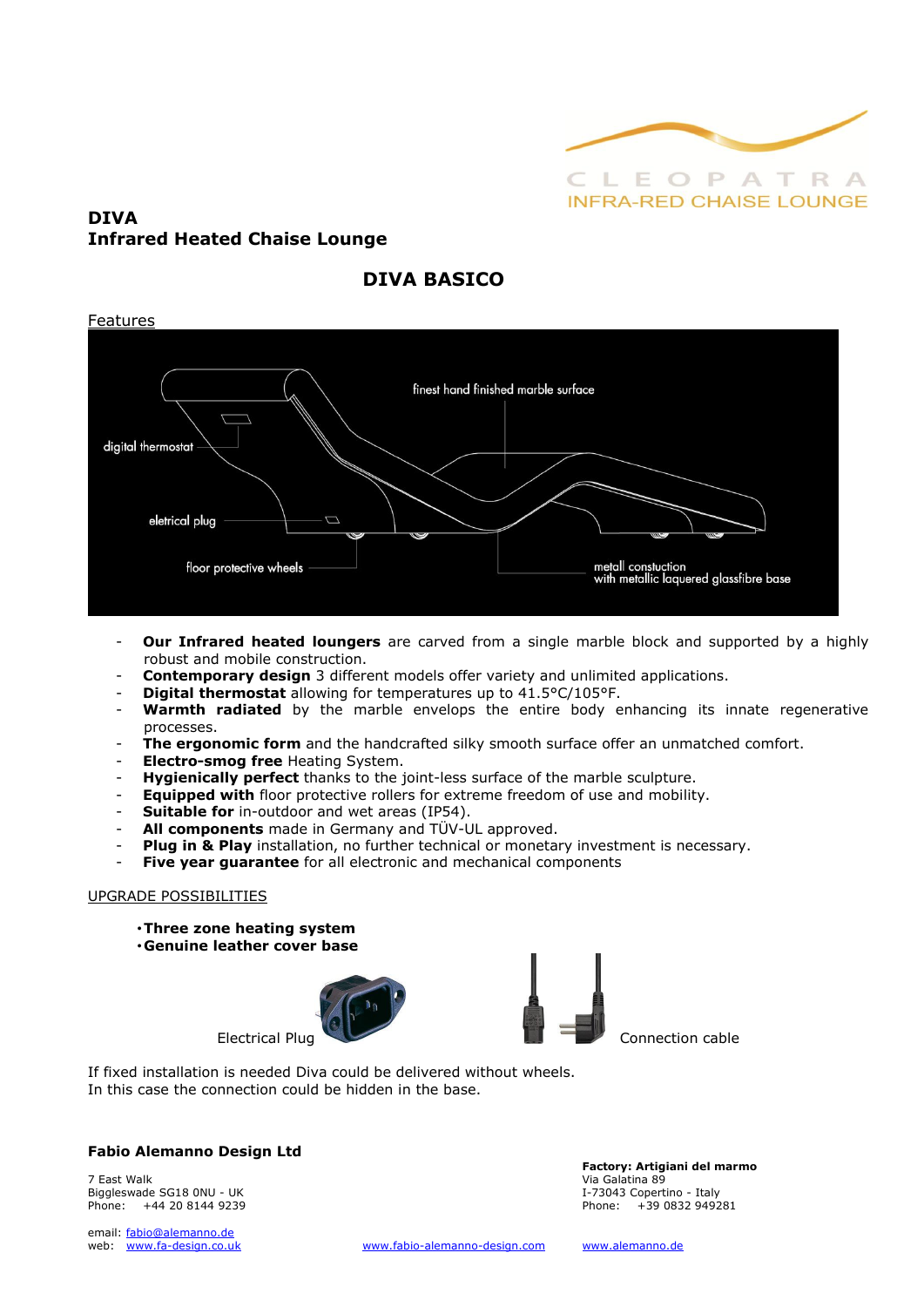CLEOPATRA
INFRA-RED CHAISE LOUNGE

# DIVA
# Infrared Heated Chaise Lounge

## DIVA BASICO

Features

finest hand finished marble surface
digital thermostat
eletrical plug
floor protective wheels
metall constuction
with metallic laquered glassfibre base

- **Our Infrared heated loungers** are carved from a single marble block and supported by a highly robust and mobile construction.
- **Contemporary design** 3 different models offer variety and unlimited applications.
- **Digital thermostat** allowing for temperatures up to 41.5°C/105°F.
- **Warmth radiated** by the marble envelops the entire body enhancing its innate regenerative processes.
- **The ergonomic form** and the handcrafted silky smooth surface offer an unmatched comfort.
- **Electro-smog free** Heating System.
- **Hygienically perfect** thanks to the joint-less surface of the marble sculpture.
- **Equipped with** floor protective rollers for extreme freedom of use and mobility.
- **Suitable for** in-outdoor and wet areas (IP54).
- **All components** made in Germany and TÜV-UL approved.
- **Plug in & Play** installation, no further technical or monetary investment is necessary.
- **Five year guarantee** for all electronic and mechanical components

UPGRADE POSSIBILITIES

- **Three zone heating system**
- **Genuine leather cover base**

Electrical Plug

Connection cable

If fixed installation is needed Diva could be delivered without wheels.
In this case the connection could be hidden in the base.

**Fabio Alemanno Design Ltd**

7 East Walk
Biggleswade SG18 0NU - UK
Phone: +44 20 8144 9239

email: fabio@alemanno.de
web: www.fa-design.co.uk

www.fabio-alemanno-design.com

**Factory: Artigiani del marmo**
Via Galatina 89
I-73043 Copertino - Italy
Phone: +39 0832 949281

www.alemanno.de